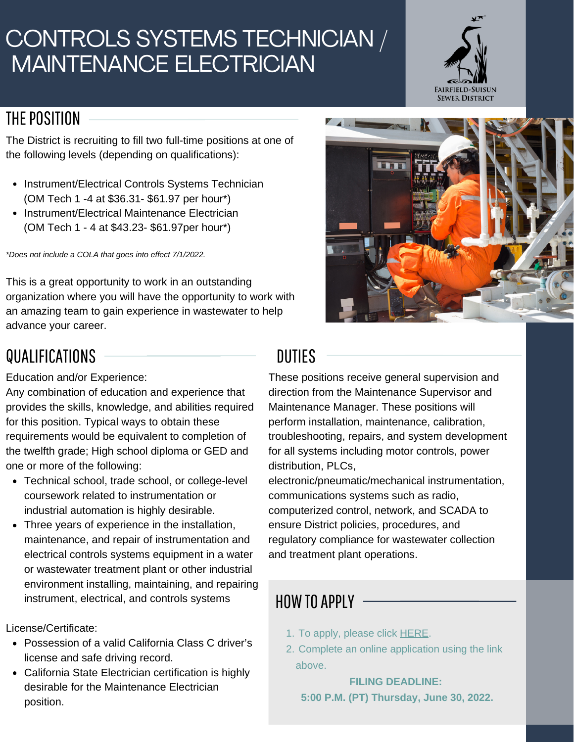# CONTROLS SYSTEMS TECHNICIAN / MAINTENANCE ELECTRICIAN

FAIRFIELD-SUISUN SEWER DISTRICT

## THE POSITION

The District is recruiting to fill two full-time positions at one of the following levels (depending on qualifications):

- Instrument/Electrical Controls Systems Technician (OM Tech 1 -4 at $36.31- $61.97 per hour*)
- Instrument/Electrical Maintenance Electrician (OM Tech 1 - 4 at $43.23- $61.97per hour*)

*\*Does not include a COLA that goes into effect 7/1/2022.*

This is a great opportunity to work in an outstanding organization where you will have the opportunity to work with an amazing team to gain experience in wastewater to help advance your career.

## QUALIFICATIONS

Education and/or Experience:
Any combination of education and experience that provides the skills, knowledge, and abilities required for this position. Typical ways to obtain these requirements would be equivalent to completion of the twelfth grade; High school diploma or GED and one or more of the following:

- Technical school, trade school, or college-level coursework related to instrumentation or industrial automation is highly desirable.
- Three years of experience in the installation, maintenance, and repair of instrumentation and electrical controls systems equipment in a water or wastewater treatment plant or other industrial environment installing, maintaining, and repairing instrument, electrical, and controls systems

License/Certificate:

- Possession of a valid California Class C driver's license and safe driving record.
- California State Electrician certification is highly desirable for the Maintenance Electrician position.

## DUTIES

These positions receive general supervision and direction from the Maintenance Supervisor and Maintenance Manager. These positions will perform installation, maintenance, calibration, troubleshooting, repairs, and system development for all systems including motor controls, power distribution, PLCs, electronic/pneumatic/mechanical instrumentation, communications systems such as radio, computerized control, network, and SCADA to ensure District policies, procedures, and regulatory compliance for wastewater collection and treatment plant operations.

## HOW TO APPLY

1. To apply, please click HERE.
2. Complete an online application using the link above.

**FILING DEADLINE:**
**5:00 P.M. (PT) Thursday, June 30, 2022.**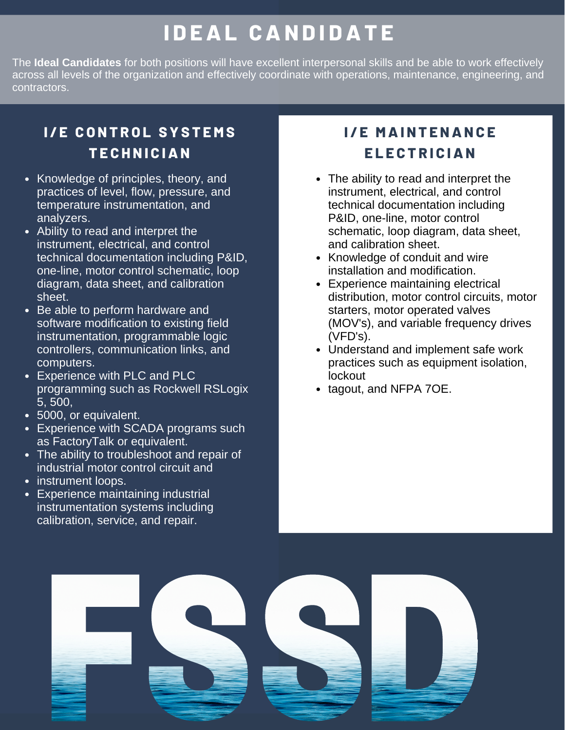# IDEAL CANDIDATE

The **Ideal Candidates** for both positions will have excellent interpersonal skills and be able to work effectively across all levels of the organization and effectively coordinate with operations, maintenance, engineering, and contractors.

## I/E CONTROL SYSTEMS TECHNICIAN

- Knowledge of principles, theory, and practices of level, flow, pressure, and temperature instrumentation, and analyzers.
- Ability to read and interpret the instrument, electrical, and control technical documentation including P&ID, one-line, motor control schematic, loop diagram, data sheet, and calibration sheet.
- Be able to perform hardware and software modification to existing field instrumentation, programmable logic controllers, communication links, and computers.
- Experience with PLC and PLC programming such as Rockwell RSLogix 5, 500,
- 5000, or equivalent.
- Experience with SCADA programs such as FactoryTalk or equivalent.
- The ability to troubleshoot and repair of industrial motor control circuit and
- instrument loops.
- Experience maintaining industrial instrumentation systems including calibration, service, and repair.

## I/E MAINTENANCE ELECTRICIAN

- The ability to read and interpret the instrument, electrical, and control technical documentation including P&ID, one-line, motor control schematic, loop diagram, data sheet, and calibration sheet.
- Knowledge of conduit and wire installation and modification.
- Experience maintaining electrical distribution, motor control circuits, motor starters, motor operated valves (MOV's), and variable frequency drives (VFD's).
- Understand and implement safe work practices such as equipment isolation, lockout
- tagout, and NFPA 7OE.

FSSD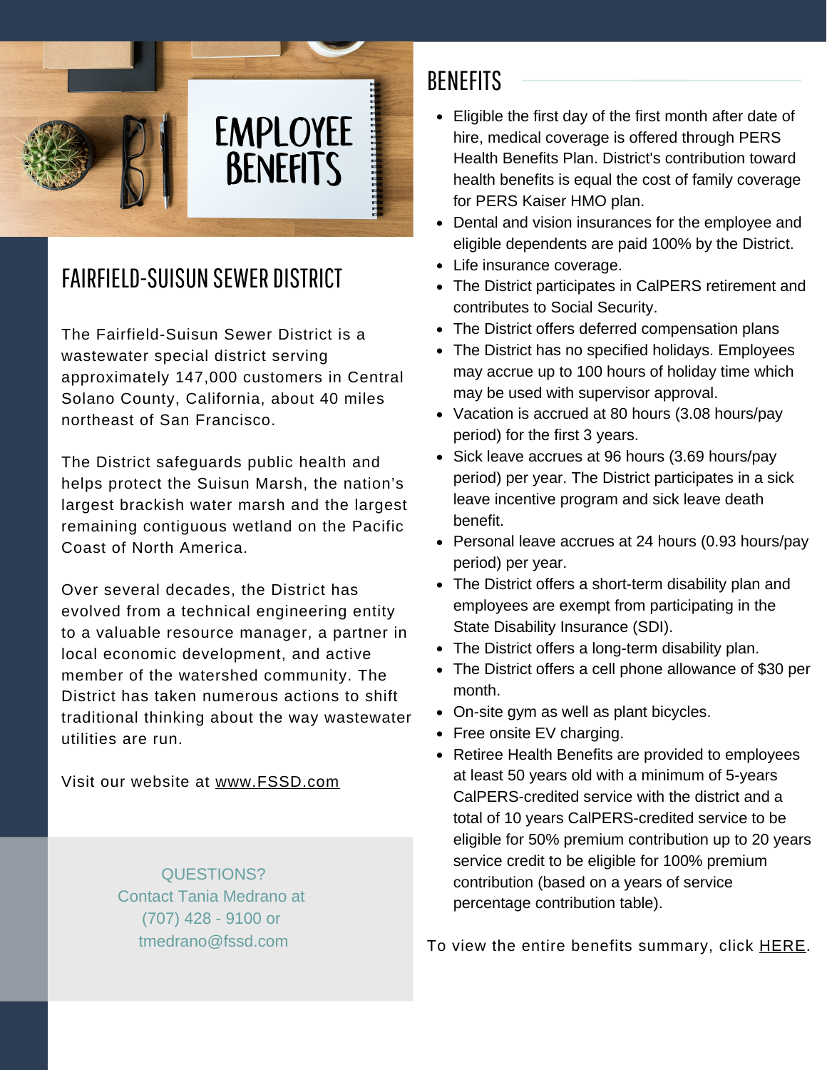# EMPLOYEE BENEFITS

## FAIRFIELD-SUISUN SEWER DISTRICT

The Fairfield-Suisun Sewer District is a wastewater special district serving approximately 147,000 customers in Central Solano County, California, about 40 miles northeast of San Francisco.

The District safeguards public health and helps protect the Suisun Marsh, the nation's largest brackish water marsh and the largest remaining contiguous wetland on the Pacific Coast of North America.

Over several decades, the District has evolved from a technical engineering entity to a valuable resource manager, a partner in local economic development, and active member of the watershed community. The District has taken numerous actions to shift traditional thinking about the way wastewater utilities are run.

Visit our website at www.FSSD.com

QUESTIONS?
Contact Tania Medrano at
(707) 428 - 9100 or
tmedrano@fssd.com

## BENEFITS

- Eligible the first day of the first month after date of hire, medical coverage is offered through PERS Health Benefits Plan. District's contribution toward health benefits is equal the cost of family coverage for PERS Kaiser HMO plan.
- Dental and vision insurances for the employee and eligible dependents are paid 100% by the District.
- Life insurance coverage.
- The District participates in CalPERS retirement and contributes to Social Security.
- The District offers deferred compensation plans
- The District has no specified holidays. Employees may accrue up to 100 hours of holiday time which may be used with supervisor approval.
- Vacation is accrued at 80 hours (3.08 hours/pay period) for the first 3 years.
- Sick leave accrues at 96 hours (3.69 hours/pay period) per year. The District participates in a sick leave incentive program and sick leave death benefit.
- Personal leave accrues at 24 hours (0.93 hours/pay period) per year.
- The District offers a short-term disability plan and employees are exempt from participating in the State Disability Insurance (SDI).
- The District offers a long-term disability plan.
- The District offers a cell phone allowance of $30 per month.
- On-site gym as well as plant bicycles.
- Free onsite EV charging.
- Retiree Health Benefits are provided to employees at least 50 years old with a minimum of 5-years CalPERS-credited service with the district and a total of 10 years CalPERS-credited service to be eligible for 50% premium contribution up to 20 years service credit to be eligible for 100% premium contribution (based on a years of service percentage contribution table).

To view the entire benefits summary, click HERE.